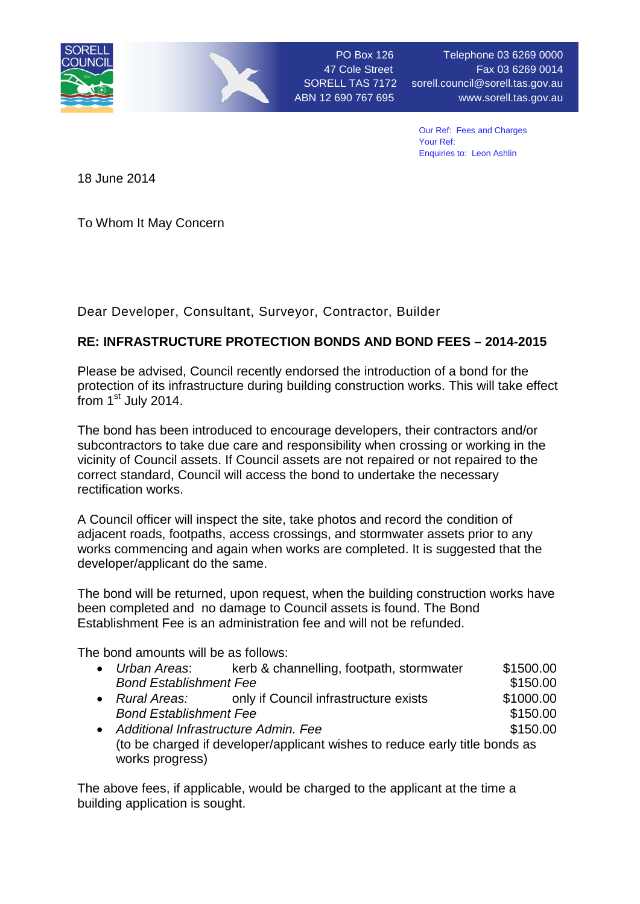PO Box 126
47 Cole Street
SORELL TAS 7172
ABN 12 690 767 695

Telephone 03 6269 0000
Fax 03 6269 0014
sorell.council@sorell.tas.gov.au
www.sorell.tas.gov.au

Our Ref: Fees and Charges
Your Ref:
Enquiries to: Leon Ashlin

18 June 2014

To Whom It May Concern

Dear Developer, Consultant, Surveyor, Contractor, Builder

**RE: INFRASTRUCTURE PROTECTION BONDS AND BOND FEES – 2014-2015**

Please be advised, Council recently endorsed the introduction of a bond for the protection of its infrastructure during building construction works. This will take effect from 1st July 2014.

The bond has been introduced to encourage developers, their contractors and/or subcontractors to take due care and responsibility when crossing or working in the vicinity of Council assets. If Council assets are not repaired or not repaired to the correct standard, Council will access the bond to undertake the necessary rectification works.

A Council officer will inspect the site, take photos and record the condition of adjacent roads, footpaths, access crossings, and stormwater assets prior to any works commencing and again when works are completed. It is suggested that the developer/applicant do the same.

The bond will be returned, upon request, when the building construction works have been completed and no damage to Council assets is found. The Bond Establishment Fee is an administration fee and will not be refunded.

The bond amounts will be as follows:

- *Urban Areas*: kerb & channelling, footpath, stormwater — $1500.00
  *Bond Establishment Fee* — $150.00
- *Rural Areas:* only if Council infrastructure exists — $1000.00
  *Bond Establishment Fee* — $150.00
- *Additional Infrastructure Admin. Fee* — $150.00
  (to be charged if developer/applicant wishes to reduce early title bonds as works progress)

The above fees, if applicable, would be charged to the applicant at the time a building application is sought.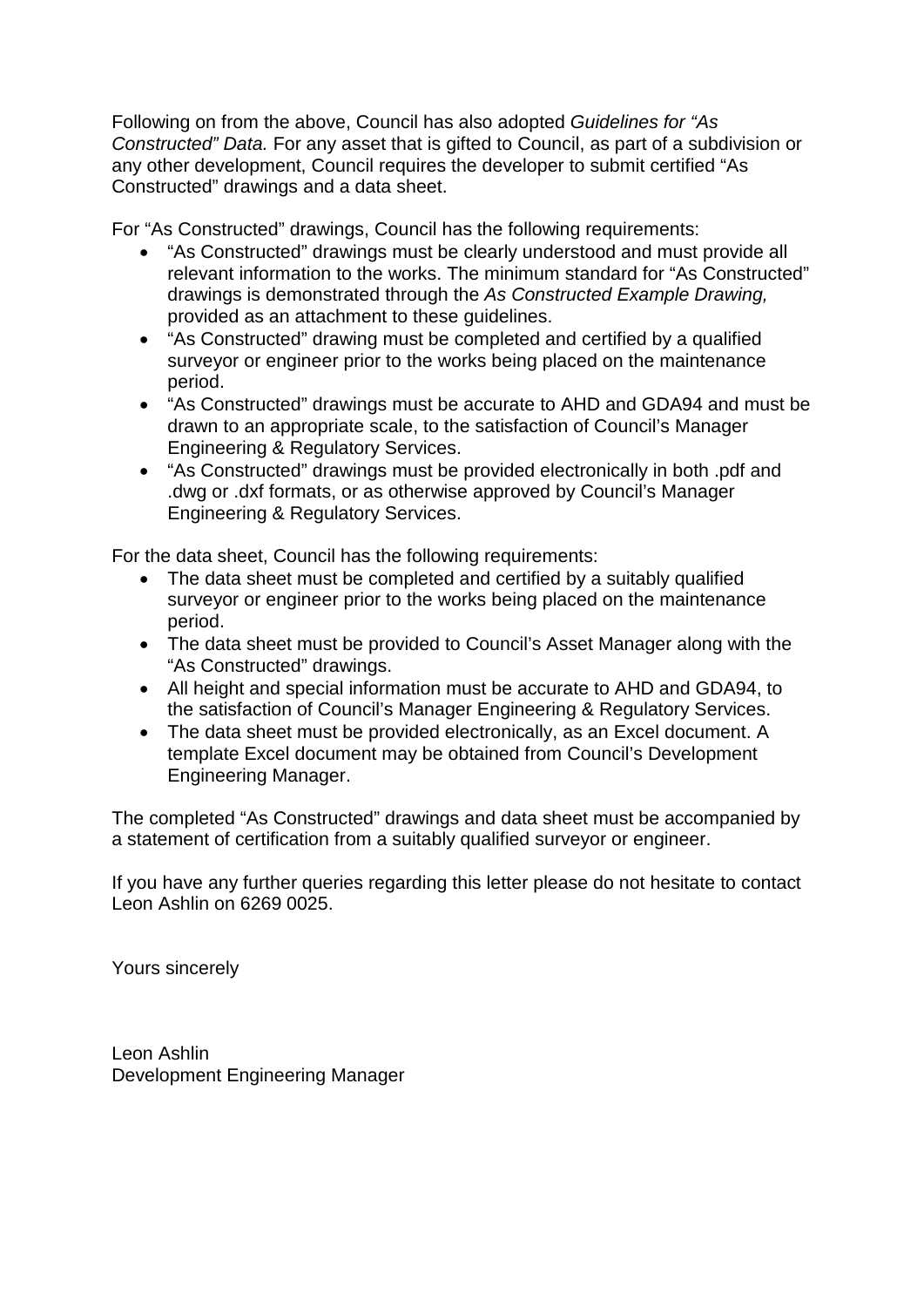Following on from the above, Council has also adopted *Guidelines for "As Constructed" Data.* For any asset that is gifted to Council, as part of a subdivision or any other development, Council requires the developer to submit certified "As Constructed" drawings and a data sheet.

For "As Constructed" drawings, Council has the following requirements:

- "As Constructed" drawings must be clearly understood and must provide all relevant information to the works. The minimum standard for "As Constructed" drawings is demonstrated through the *As Constructed Example Drawing,* provided as an attachment to these guidelines.
- "As Constructed" drawing must be completed and certified by a qualified surveyor or engineer prior to the works being placed on the maintenance period.
- "As Constructed" drawings must be accurate to AHD and GDA94 and must be drawn to an appropriate scale, to the satisfaction of Council's Manager Engineering & Regulatory Services.
- "As Constructed" drawings must be provided electronically in both .pdf and .dwg or .dxf formats, or as otherwise approved by Council's Manager Engineering & Regulatory Services.

For the data sheet, Council has the following requirements:

- The data sheet must be completed and certified by a suitably qualified surveyor or engineer prior to the works being placed on the maintenance period.
- The data sheet must be provided to Council's Asset Manager along with the "As Constructed" drawings.
- All height and special information must be accurate to AHD and GDA94, to the satisfaction of Council's Manager Engineering & Regulatory Services.
- The data sheet must be provided electronically, as an Excel document. A template Excel document may be obtained from Council's Development Engineering Manager.

The completed "As Constructed" drawings and data sheet must be accompanied by a statement of certification from a suitably qualified surveyor or engineer.

If you have any further queries regarding this letter please do not hesitate to contact Leon Ashlin on 6269 0025.

Yours sincerely

Leon Ashlin
Development Engineering Manager